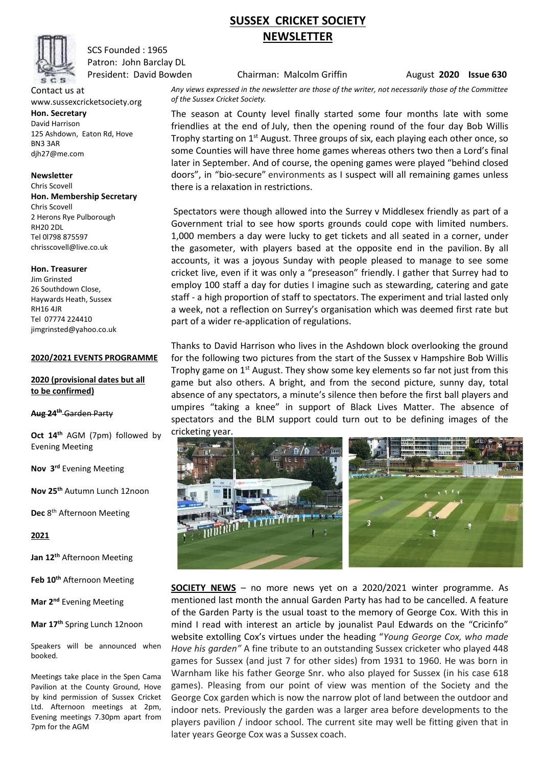# SUSSEX CRICKET SOCIETY NEWSLETTER

SCS Founded : 1965
Patron: John Barclay DL
President: David Bowden Chairman: Malcolm Griffin August **2020** **Issue 630**

Contact us at
www.sussexcricketsociety.org

**Hon. Secretary**
David Harrison
125 Ashdown, Eaton Rd, Hove
BN3 3AR
djh27@me.com

**Newsletter**
Chris Scovell

**Hon. Membership Secretary**
Chris Scovell
2 Herons Rye Pulborough
RH20 2DL
Tel 0l798 875597
chrisscovell@live.co.uk

**Hon. Treasurer**
Jim Grinsted
26 Southdown Close,
Haywards Heath, Sussex
RH16 4JR
Tel 07774 224410
jimgrinsted@yahoo.co.uk

**2020/2021 EVENTS PROGRAMME**

**2020 (provisional dates but all to be confirmed)**

~~**Aug 24th** Garden Party~~

**Oct 14th** AGM (7pm) followed by Evening Meeting

**Nov 3rd** Evening Meeting

**Nov 25th** Autumn Lunch 12noon

**Dec** 8th Afternoon Meeting

**2021**

**Jan 12th** Afternoon Meeting

**Feb 10th** Afternoon Meeting

**Mar 2nd** Evening Meeting

**Mar 17th** Spring Lunch 12noon

Speakers will be announced when booked.

Meetings take place in the Spen Cama Pavilion at the County Ground, Hove by kind permission of Sussex Cricket Ltd. Afternoon meetings at 2pm, Evening meetings 7.30pm apart from 7pm for the AGM

*Any views expressed in the newsletter are those of the writer, not necessarily those of the Committee of the Sussex Cricket Society.*

The season at County level finally started some four months late with some friendlies at the end of July, then the opening round of the four day Bob Willis Trophy starting on 1st August. Three groups of six, each playing each other once, so some Counties will have three home games whereas others two then a Lord's final later in September. And of course, the opening games were played "behind closed doors", in "bio-secure" environments as I suspect will all remaining games unless there is a relaxation in restrictions.

Spectators were though allowed into the Surrey v Middlesex friendly as part of a Government trial to see how sports grounds could cope with limited numbers. 1,000 members a day were lucky to get tickets and all seated in a corner, under the gasometer, with players based at the opposite end in the pavilion. By all accounts, it was a joyous Sunday with people pleased to manage to see some cricket live, even if it was only a "preseason" friendly. I gather that Surrey had to employ 100 staff a day for duties I imagine such as stewarding, catering and gate staff - a high proportion of staff to spectators. The experiment and trial lasted only a week, not a reflection on Surrey's organisation which was deemed first rate but part of a wider re-application of regulations.

Thanks to David Harrison who lives in the Ashdown block overlooking the ground for the following two pictures from the start of the Sussex v Hampshire Bob Willis Trophy game on 1st August. They show some key elements so far not just from this game but also others. A bright, and from the second picture, sunny day, total absence of any spectators, a minute's silence then before the first ball players and umpires "taking a knee" in support of Black Lives Matter. The absence of spectators and the BLM support could turn out to be defining images of the cricketing year.

**SOCIETY NEWS** – no more news yet on a 2020/2021 winter programme. As mentioned last month the annual Garden Party has had to be cancelled. A feature of the Garden Party is the usual toast to the memory of George Cox. With this in mind I read with interest an article by jounalist Paul Edwards on the "Cricinfo" website extolling Cox's virtues under the heading "*Young George Cox, who made Hove his garden"* A fine tribute to an outstanding Sussex cricketer who played 448 games for Sussex (and just 7 for other sides) from 1931 to 1960. He was born in Warnham like his father George Snr. who also played for Sussex (in his case 618 games). Pleasing from our point of view was mention of the Society and the George Cox garden which is now the narrow plot of land between the outdoor and indoor nets. Previously the garden was a larger area before developments to the players pavilion / indoor school. The current site may well be fitting given that in later years George Cox was a Sussex coach.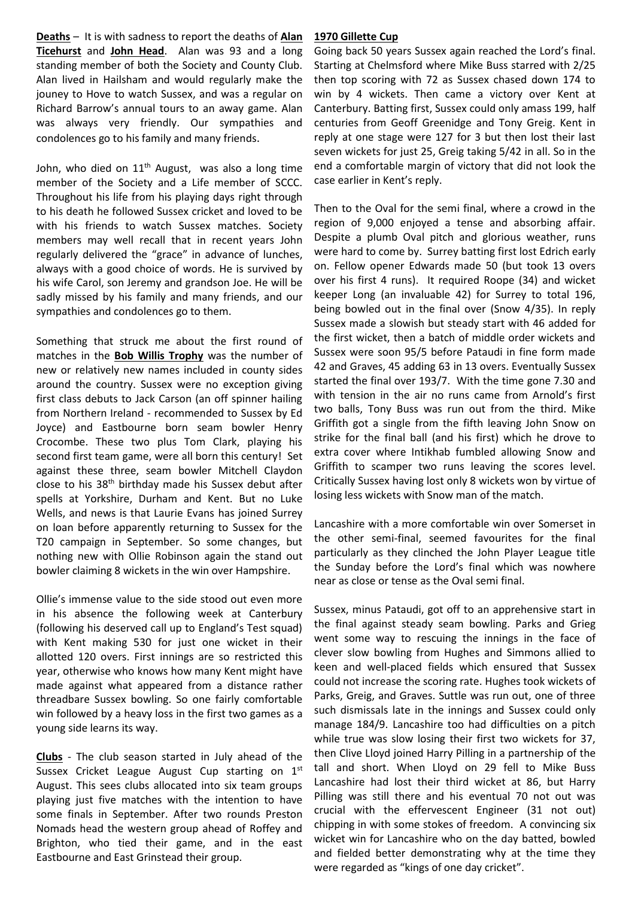**Deaths** – It is with sadness to report the deaths of **Alan Ticehurst** and **John Head**. Alan was 93 and a long standing member of both the Society and County Club. Alan lived in Hailsham and would regularly make the jouney to Hove to watch Sussex, and was a regular on Richard Barrow's annual tours to an away game. Alan was always very friendly. Our sympathies and condolences go to his family and many friends.

John, who died on 11th August, was also a long time member of the Society and a Life member of SCCC. Throughout his life from his playing days right through to his death he followed Sussex cricket and loved to be with his friends to watch Sussex matches. Society members may well recall that in recent years John regularly delivered the "grace" in advance of lunches, always with a good choice of words. He is survived by his wife Carol, son Jeremy and grandson Joe. He will be sadly missed by his family and many friends, and our sympathies and condolences go to them.

Something that struck me about the first round of matches in the **Bob Willis Trophy** was the number of new or relatively new names included in county sides around the country. Sussex were no exception giving first class debuts to Jack Carson (an off spinner hailing from Northern Ireland - recommended to Sussex by Ed Joyce) and Eastbourne born seam bowler Henry Crocombe. These two plus Tom Clark, playing his second first team game, were all born this century! Set against these three, seam bowler Mitchell Claydon close to his 38th birthday made his Sussex debut after spells at Yorkshire, Durham and Kent. But no Luke Wells, and news is that Laurie Evans has joined Surrey on loan before apparently returning to Sussex for the T20 campaign in September. So some changes, but nothing new with Ollie Robinson again the stand out bowler claiming 8 wickets in the win over Hampshire.

Ollie's immense value to the side stood out even more in his absence the following week at Canterbury (following his deserved call up to England's Test squad) with Kent making 530 for just one wicket in their allotted 120 overs. First innings are so restricted this year, otherwise who knows how many Kent might have made against what appeared from a distance rather threadbare Sussex bowling. So one fairly comfortable win followed by a heavy loss in the first two games as a young side learns its way.

**Clubs** - The club season started in July ahead of the Sussex Cricket League August Cup starting on 1st August. This sees clubs allocated into six team groups playing just five matches with the intention to have some finals in September. After two rounds Preston Nomads head the western group ahead of Roffey and Brighton, who tied their game, and in the east Eastbourne and East Grinstead their group.

**1970 Gillette Cup**

Going back 50 years Sussex again reached the Lord's final. Starting at Chelmsford where Mike Buss starred with 2/25 then top scoring with 72 as Sussex chased down 174 to win by 4 wickets. Then came a victory over Kent at Canterbury. Batting first, Sussex could only amass 199, half centuries from Geoff Greenidge and Tony Greig. Kent in reply at one stage were 127 for 3 but then lost their last seven wickets for just 25, Greig taking 5/42 in all. So in the end a comfortable margin of victory that did not look the case earlier in Kent's reply.

Then to the Oval for the semi final, where a crowd in the region of 9,000 enjoyed a tense and absorbing affair. Despite a plumb Oval pitch and glorious weather, runs were hard to come by. Surrey batting first lost Edrich early on. Fellow opener Edwards made 50 (but took 13 overs over his first 4 runs). It required Roope (34) and wicket keeper Long (an invaluable 42) for Surrey to total 196, being bowled out in the final over (Snow 4/35). In reply Sussex made a slowish but steady start with 46 added for the first wicket, then a batch of middle order wickets and Sussex were soon 95/5 before Pataudi in fine form made 42 and Graves, 45 adding 63 in 13 overs. Eventually Sussex started the final over 193/7. With the time gone 7.30 and with tension in the air no runs came from Arnold's first two balls, Tony Buss was run out from the third. Mike Griffith got a single from the fifth leaving John Snow on strike for the final ball (and his first) which he drove to extra cover where Intikhab fumbled allowing Snow and Griffith to scamper two runs leaving the scores level. Critically Sussex having lost only 8 wickets won by virtue of losing less wickets with Snow man of the match.

Lancashire with a more comfortable win over Somerset in the other semi-final, seemed favourites for the final particularly as they clinched the John Player League title the Sunday before the Lord's final which was nowhere near as close or tense as the Oval semi final.

Sussex, minus Pataudi, got off to an apprehensive start in the final against steady seam bowling. Parks and Grieg went some way to rescuing the innings in the face of clever slow bowling from Hughes and Simmons allied to keen and well-placed fields which ensured that Sussex could not increase the scoring rate. Hughes took wickets of Parks, Greig, and Graves. Suttle was run out, one of three such dismissals late in the innings and Sussex could only manage 184/9. Lancashire too had difficulties on a pitch while true was slow losing their first two wickets for 37, then Clive Lloyd joined Harry Pilling in a partnership of the tall and short. When Lloyd on 29 fell to Mike Buss Lancashire had lost their third wicket at 86, but Harry Pilling was still there and his eventual 70 not out was crucial with the effervescent Engineer (31 not out) chipping in with some stokes of freedom. A convincing six wicket win for Lancashire who on the day batted, bowled and fielded better demonstrating why at the time they were regarded as "kings of one day cricket".